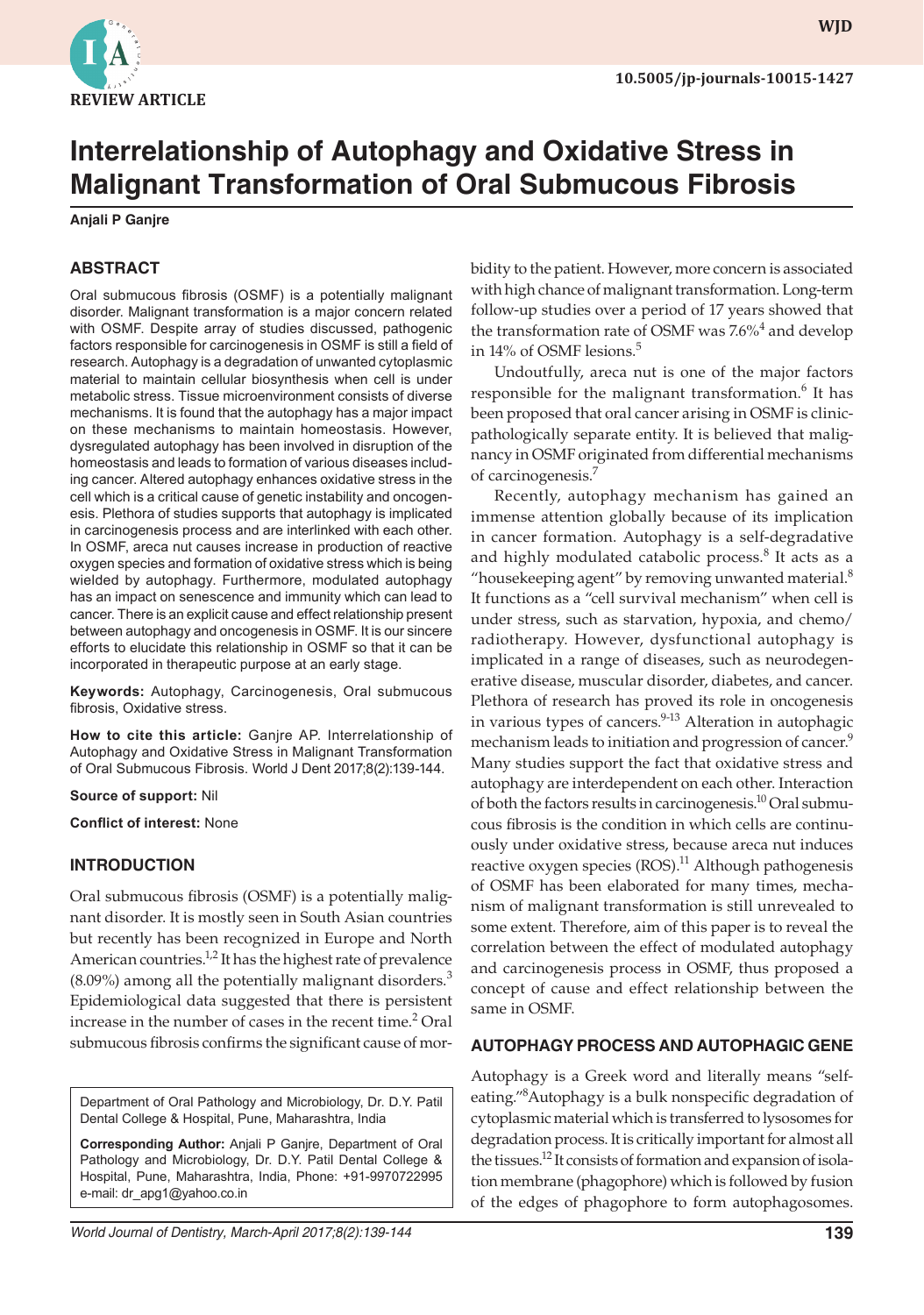REVIEW ARTICLE

10.5005/jp-journals-10015-1427

# Interrelationship of Autophagy and Oxidative Stress in Malignant Transformation of Oral Submucous Fibrosis

**Anjali P Ganjre**

## ABSTRACT

Oral submucous fibrosis (OSMF) is a potentially malignant disorder. Malignant transformation is a major concern related with OSMF. Despite array of studies discussed, pathogenic factors responsible for carcinogenesis in OSMF is still a field of research. Autophagy is a degradation of unwanted cytoplasmic material to maintain cellular biosynthesis when cell is under metabolic stress. Tissue microenvironment consists of diverse mechanisms. It is found that the autophagy has a major impact on these mechanisms to maintain homeostasis. However, dysregulated autophagy has been involved in disruption of the homeostasis and leads to formation of various diseases including cancer. Altered autophagy enhances oxidative stress in the cell which is a critical cause of genetic instability and oncogenesis. Plethora of studies supports that autophagy is implicated in carcinogenesis process and are interlinked with each other. In OSMF, areca nut causes increase in production of reactive oxygen species and formation of oxidative stress which is being wielded by autophagy. Furthermore, modulated autophagy has an impact on senescence and immunity which can lead to cancer. There is an explicit cause and effect relationship present between autophagy and oncogenesis in OSMF. It is our sincere efforts to elucidate this relationship in OSMF so that it can be incorporated in therapeutic purpose at an early stage.

**Keywords:** Autophagy, Carcinogenesis, Oral submucous fibrosis, Oxidative stress.

**How to cite this article:** Ganjre AP. Interrelationship of Autophagy and Oxidative Stress in Malignant Transformation of Oral Submucous Fibrosis. World J Dent 2017;8(2):139-144.

**Source of support:** Nil

**Conflict of interest:** None

## INTRODUCTION

Oral submucous fibrosis (OSMF) is a potentially malignant disorder. It is mostly seen in South Asian countries but recently has been recognized in Europe and North American countries.[1,2] It has the highest rate of prevalence (8.09%) among all the potentially malignant disorders.[3] Epidemiological data suggested that there is persistent increase in the number of cases in the recent time.[2] Oral submucous fibrosis confirms the significant cause of morbidity to the patient. However, more concern is associated with high chance of malignant transformation. Long-term follow-up studies over a period of 17 years showed that the transformation rate of OSMF was 7.6%[4] and develop in 14% of OSMF lesions.[5]

Undoutfully, areca nut is one of the major factors responsible for the malignant transformation.[6] It has been proposed that oral cancer arising in OSMF is clinicpathologically separate entity. It is believed that malignancy in OSMF originated from differential mechanisms of carcinogenesis.[7]

Recently, autophagy mechanism has gained an immense attention globally because of its implication in cancer formation. Autophagy is a self-degradative and highly modulated catabolic process.[8] It acts as a "housekeeping agent" by removing unwanted material.[8] It functions as a "cell survival mechanism" when cell is under stress, such as starvation, hypoxia, and chemo/radiotherapy. However, dysfunctional autophagy is implicated in a range of diseases, such as neurodegenerative disease, muscular disorder, diabetes, and cancer. Plethora of research has proved its role in oncogenesis in various types of cancers.[9-13] Alteration in autophagic mechanism leads to initiation and progression of cancer.[9] Many studies support the fact that oxidative stress and autophagy are interdependent on each other. Interaction of both the factors results in carcinogenesis.[10] Oral submucous fibrosis is the condition in which cells are continuously under oxidative stress, because areca nut induces reactive oxygen species (ROS).[11] Although pathogenesis of OSMF has been elaborated for many times, mechanism of malignant transformation is still unrevealed to some extent. Therefore, aim of this paper is to reveal the correlation between the effect of modulated autophagy and carcinogenesis process in OSMF, thus proposed a concept of cause and effect relationship between the same in OSMF.

## AUTOPHAGY PROCESS AND AUTOPHAGIC GENE

Autophagy is a Greek word and literally means "self-eating."[8] Autophagy is a bulk nonspecific degradation of cytoplasmic material which is transferred to lysosomes for degradation process. It is critically important for almost all the tissues.[12] It consists of formation and expansion of isolation membrane (phagophore) which is followed by fusion of the edges of phagophore to form autophagosomes.

Department of Oral Pathology and Microbiology, Dr. D.Y. Patil Dental College & Hospital, Pune, Maharashtra, India

**Corresponding Author:** Anjali P Ganjre, Department of Oral Pathology and Microbiology, Dr. D.Y. Patil Dental College & Hospital, Pune, Maharashtra, India, Phone: +91-9970722995 e-mail: dr_apg1@yahoo.co.in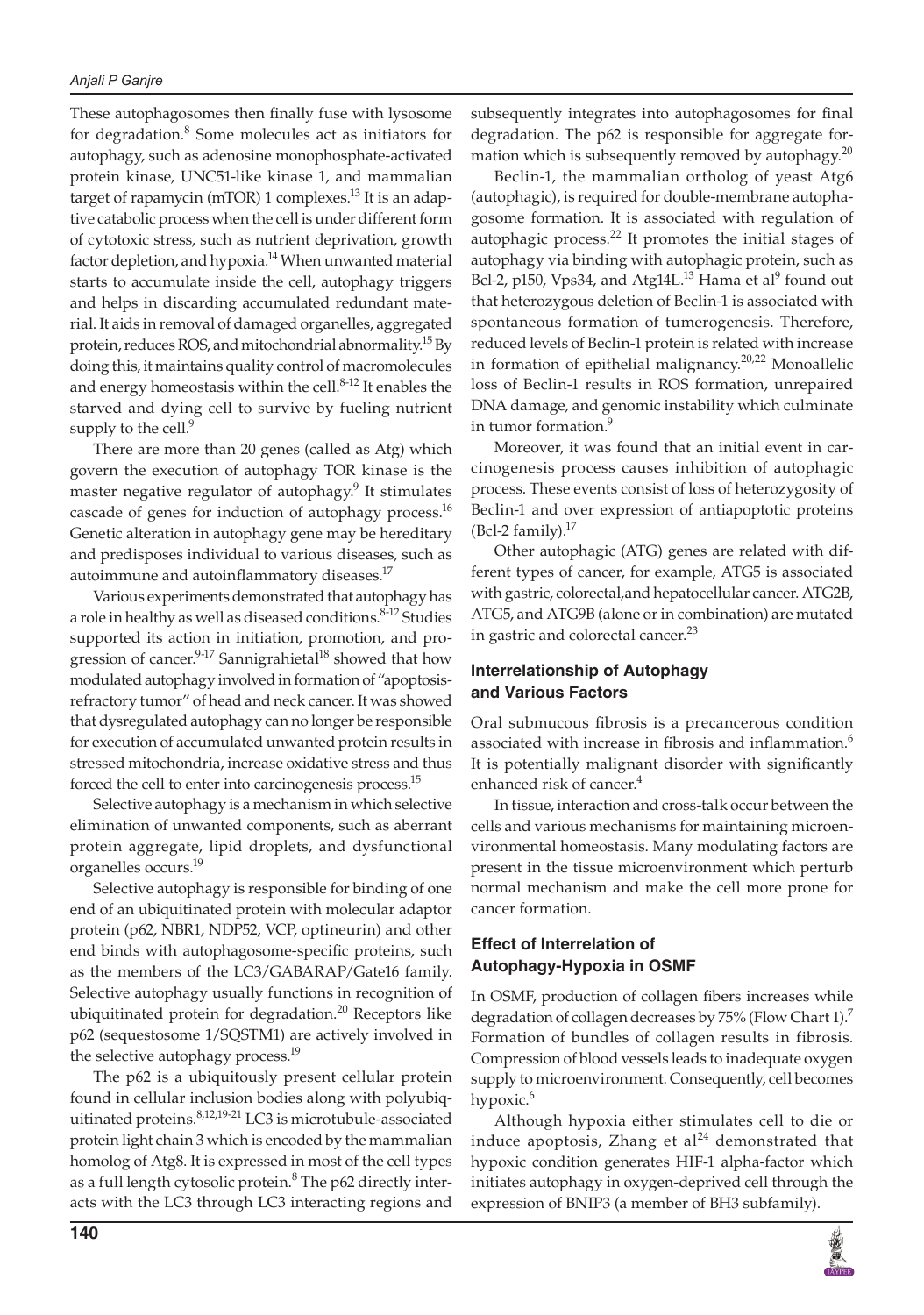These autophagosomes then finally fuse with lysosome for degradation.[8] Some molecules act as initiators for autophagy, such as adenosine monophosphate-activated protein kinase, UNC51-like kinase 1, and mammalian target of rapamycin (mTOR) 1 complexes.[13] It is an adaptive catabolic process when the cell is under different form of cytotoxic stress, such as nutrient deprivation, growth factor depletion, and hypoxia.[14] When unwanted material starts to accumulate inside the cell, autophagy triggers and helps in discarding accumulated redundant material. It aids in removal of damaged organelles, aggregated protein, reduces ROS, and mitochondrial abnormality.[15] By doing this, it maintains quality control of macromolecules and energy homeostasis within the cell.[8-12] It enables the starved and dying cell to survive by fueling nutrient supply to the cell.[9]

There are more than 20 genes (called as Atg) which govern the execution of autophagy TOR kinase is the master negative regulator of autophagy.[9] It stimulates cascade of genes for induction of autophagy process.[16] Genetic alteration in autophagy gene may be hereditary and predisposes individual to various diseases, such as autoimmune and autoinflammatory diseases.[17]

Various experiments demonstrated that autophagy has a role in healthy as well as diseased conditions.[8-12] Studies supported its action in initiation, promotion, and progression of cancer.[9-17] Sannigrahietal[18] showed that how modulated autophagy involved in formation of "apoptosis-refractory tumor" of head and neck cancer. It was showed that dysregulated autophagy can no longer be responsible for execution of accumulated unwanted protein results in stressed mitochondria, increase oxidative stress and thus forced the cell to enter into carcinogenesis process.[15]

Selective autophagy is a mechanism in which selective elimination of unwanted components, such as aberrant protein aggregate, lipid droplets, and dysfunctional organelles occurs.[19]

Selective autophagy is responsible for binding of one end of an ubiquitinated protein with molecular adaptor protein (p62, NBR1, NDP52, VCP, optineurin) and other end binds with autophagosome-specific proteins, such as the members of the LC3/GABARAP/Gate16 family. Selective autophagy usually functions in recognition of ubiquitinated protein for degradation.[20] Receptors like p62 (sequestosome 1/SQSTM1) are actively involved in the selective autophagy process.[19]

The p62 is a ubiquitously present cellular protein found in cellular inclusion bodies along with polyubiquitinated proteins.[8,12,19-21] LC3 is microtubule-associated protein light chain 3 which is encoded by the mammalian homolog of Atg8. It is expressed in most of the cell types as a full length cytosolic protein.[8] The p62 directly interacts with the LC3 through LC3 interacting regions and subsequently integrates into autophagosomes for final degradation. The p62 is responsible for aggregate formation which is subsequently removed by autophagy.[20]

Beclin-1, the mammalian ortholog of yeast Atg6 (autophagic), is required for double-membrane autophagosome formation. It is associated with regulation of autophagic process.[22] It promotes the initial stages of autophagy via binding with autophagic protein, such as Bcl-2, p150, Vps34, and Atg14L.[13] Hama et al[9] found out that heterozygous deletion of Beclin-1 is associated with spontaneous formation of tumerogenesis. Therefore, reduced levels of Beclin-1 protein is related with increase in formation of epithelial malignancy.[20,22] Monoallelic loss of Beclin-1 results in ROS formation, unrepaired DNA damage, and genomic instability which culminate in tumor formation.[9]

Moreover, it was found that an initial event in carcinogenesis process causes inhibition of autophagic process. These events consist of loss of heterozygosity of Beclin-1 and over expression of antiapoptotic proteins (Bcl-2 family).[17]

Other autophagic (ATG) genes are related with different types of cancer, for example, ATG5 is associated with gastric, colorectal,and hepatocellular cancer. ATG2B, ATG5, and ATG9B (alone or in combination) are mutated in gastric and colorectal cancer.[23]

### Interrelationship of Autophagy and Various Factors

Oral submucous fibrosis is a precancerous condition associated with increase in fibrosis and inflammation.[6] It is potentially malignant disorder with significantly enhanced risk of cancer.[4]

In tissue, interaction and cross-talk occur between the cells and various mechanisms for maintaining microenvironmental homeostasis. Many modulating factors are present in the tissue microenvironment which perturb normal mechanism and make the cell more prone for cancer formation.

### Effect of Interrelation of Autophagy-Hypoxia in OSMF

In OSMF, production of collagen fibers increases while degradation of collagen decreases by 75% (Flow Chart 1).[7] Formation of bundles of collagen results in fibrosis. Compression of blood vessels leads to inadequate oxygen supply to microenvironment. Consequently, cell becomes hypoxic.[6]

Although hypoxia either stimulates cell to die or induce apoptosis, Zhang et al[24] demonstrated that hypoxic condition generates HIF-1 alpha-factor which initiates autophagy in oxygen-deprived cell through the expression of BNIP3 (a member of BH3 subfamily).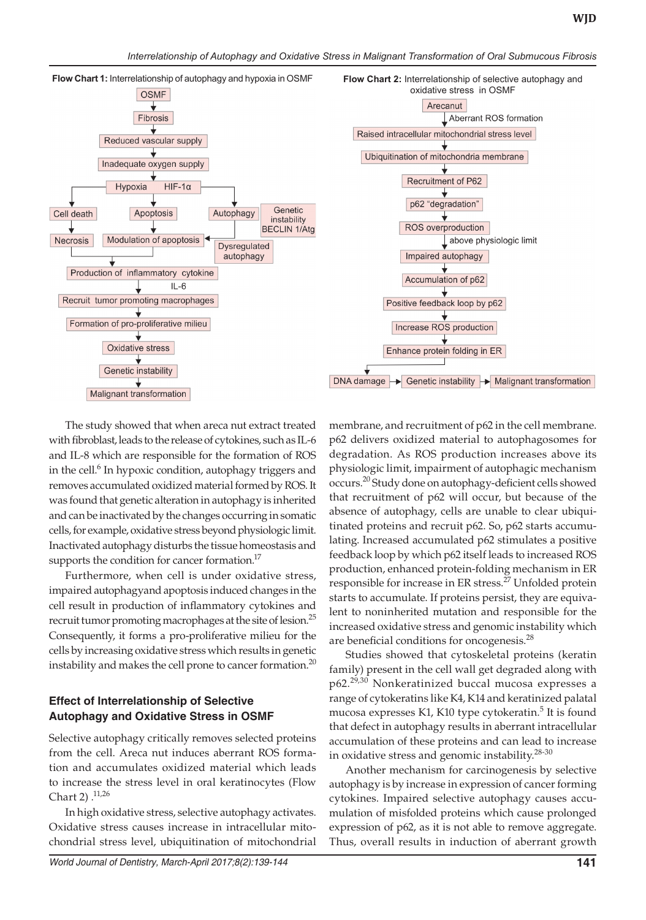**Flow Chart 1:** Interrelationship of autophagy and hypoxia in OSMF

OSMF → Fibrosis → Reduced vascular supply → Inadequate oxygen supply → Hypoxia HIF-1α

- Hypoxia HIF-1α → Cell death → Necrosis
- Hypoxia HIF-1α → Apoptosis → Modulation of apoptosis
- Hypoxia HIF-1α → Autophagy (Genetic instability BECLIN 1/Atg) → Dysregulated autophagy → Modulation of apoptosis

Necrosis / Modulation of apoptosis → Production of inflammatory cytokine IL-6 → Recruit tumor promoting macrophages → Formation of pro-proliferative milieu → Oxidative stress → Genetic instability → Malignant transformation

**Flow Chart 2:** Interrelationship of selective autophagy and oxidative stress in OSMF

Arecanut → (Aberrant ROS formation) → Raised intracellular mitochondrial stress level → Ubiquitination of mitochondria membrane → Recruitment of P62 → p62 "degradation" → ROS overproduction → (above physiologic limit) → Impaired autophagy → Accumulation of p62 → Positive feedback loop by p62 → Increase ROS production → Enhance protein folding in ER → DNA damage → Genetic instability → Malignant transformation

The study showed that when areca nut extract treated with fibroblast, leads to the release of cytokines, such as IL-6 and IL-8 which are responsible for the formation of ROS in the cell.[6] In hypoxic condition, autophagy triggers and removes accumulated oxidized material formed by ROS. It was found that genetic alteration in autophagy is inherited and can be inactivated by the changes occurring in somatic cells, for example, oxidative stress beyond physiologic limit. Inactivated autophagy disturbs the tissue homeostasis and supports the condition for cancer formation.[17]

Furthermore, when cell is under oxidative stress, impaired autophagyand apoptosis induced changes in the cell result in production of inflammatory cytokines and recruit tumor promoting macrophages at the site of lesion.[25] Consequently, it forms a pro-proliferative milieu for the cells by increasing oxidative stress which results in genetic instability and makes the cell prone to cancer formation.[20]

### Effect of Interrelationship of Selective Autophagy and Oxidative Stress in OSMF

Selective autophagy critically removes selected proteins from the cell. Areca nut induces aberrant ROS formation and accumulates oxidized material which leads to increase the stress level in oral keratinocytes (Flow Chart 2) .[11,26]

In high oxidative stress, selective autophagy activates. Oxidative stress causes increase in intracellular mitochondrial stress level, ubiquitination of mitochondrial membrane, and recruitment of p62 in the cell membrane. p62 delivers oxidized material to autophagosomes for degradation. As ROS production increases above its physiologic limit, impairment of autophagic mechanism occurs.[20] Study done on autophagy-deficient cells showed that recruitment of p62 will occur, but because of the absence of autophagy, cells are unable to clear ubiquitinated proteins and recruit p62. So, p62 starts accumulating. Increased accumulated p62 stimulates a positive feedback loop by which p62 itself leads to increased ROS production, enhanced protein-folding mechanism in ER responsible for increase in ER stress.[27] Unfolded protein starts to accumulate. If proteins persist, they are equivalent to noninherited mutation and responsible for the increased oxidative stress and genomic instability which are beneficial conditions for oncogenesis.[28]

Studies showed that cytoskeletal proteins (keratin family) present in the cell wall get degraded along with p62.[29,30] Nonkeratinized buccal mucosa expresses a range of cytokeratins like K4, K14 and keratinized palatal mucosa expresses K1, K10 type cytokeratin.[5] It is found that defect in autophagy results in aberrant intracellular accumulation of these proteins and can lead to increase in oxidative stress and genomic instability.[28-30]

Another mechanism for carcinogenesis by selective autophagy is by increase in expression of cancer forming cytokines. Impaired selective autophagy causes accumulation of misfolded proteins which cause prolonged expression of p62, as it is not able to remove aggregate. Thus, overall results in induction of aberrant growth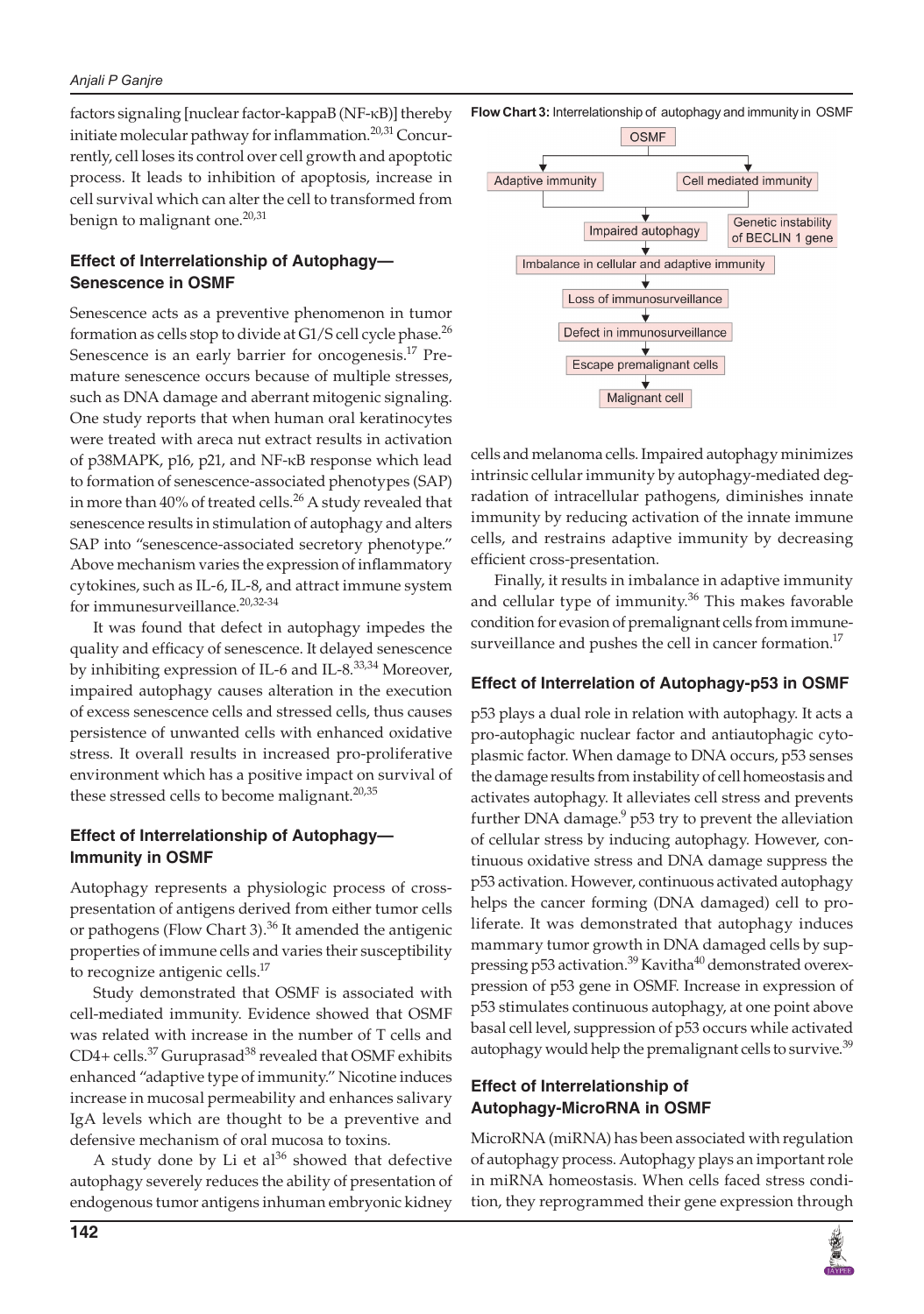factors signaling [nuclear factor-kappaB (NF-κB)] thereby initiate molecular pathway for inflammation.[20,31] Concurrently, cell loses its control over cell growth and apoptotic process. It leads to inhibition of apoptosis, increase in cell survival which can alter the cell to transformed from benign to malignant one.[20,31]

### Effect of Interrelationship of Autophagy—Senescence in OSMF

Senescence acts as a preventive phenomenon in tumor formation as cells stop to divide at G1/S cell cycle phase.[26] Senescence is an early barrier for oncogenesis.[17] Premature senescence occurs because of multiple stresses, such as DNA damage and aberrant mitogenic signaling. One study reports that when human oral keratinocytes were treated with areca nut extract results in activation of p38MAPK, p16, p21, and NF-κB response which lead to formation of senescence-associated phenotypes (SAP) in more than 40% of treated cells.[26] A study revealed that senescence results in stimulation of autophagy and alters SAP into "senescence-associated secretory phenotype." Above mechanism varies the expression of inflammatory cytokines, such as IL-6, IL-8, and attract immune system for immunesurveillance.[20,32-34]

It was found that defect in autophagy impedes the quality and efficacy of senescence. It delayed senescence by inhibiting expression of IL-6 and IL-8.[33,34] Moreover, impaired autophagy causes alteration in the execution of excess senescence cells and stressed cells, thus causes persistence of unwanted cells with enhanced oxidative stress. It overall results in increased pro-proliferative environment which has a positive impact on survival of these stressed cells to become malignant.[20,35]

### Effect of Interrelationship of Autophagy—Immunity in OSMF

Autophagy represents a physiologic process of cross-presentation of antigens derived from either tumor cells or pathogens (Flow Chart 3).[36] It amended the antigenic properties of immune cells and varies their susceptibility to recognize antigenic cells.[17]

Study demonstrated that OSMF is associated with cell-mediated immunity. Evidence showed that OSMF was related with increase in the number of T cells and CD4+ cells.[37] Guruprasad[38] revealed that OSMF exhibits enhanced "adaptive type of immunity." Nicotine induces increase in mucosal permeability and enhances salivary IgA levels which are thought to be a preventive and defensive mechanism of oral mucosa to toxins.

A study done by Li et al[36] showed that defective autophagy severely reduces the ability of presentation of endogenous tumor antigens inhuman embryonic kidney cells and melanoma cells. Impaired autophagy minimizes intrinsic cellular immunity by autophagy-mediated degradation of intracellular pathogens, diminishes innate immunity by reducing activation of the innate immune cells, and restrains adaptive immunity by decreasing efficient cross-presentation.

**Flow Chart 3:** Interrelationship of autophagy and immunity in OSMF

```
                    OSMF
          ┌──────────┴──────────┐
  Adaptive immunity     Cell mediated immunity
          └──────────┬──────────┘
              Impaired autophagy  ← Genetic instability of BECLIN 1 gene
                     ↓
  Imbalance in cellular and adaptive immunity
                     ↓
          Loss of immunosurveillance
                     ↓
         Defect in immunosurveillance
                     ↓
          Escape premalignant cells
                     ↓
               Malignant cell
```

Finally, it results in imbalance in adaptive immunity and cellular type of immunity.[36] This makes favorable condition for evasion of premalignant cells from immune-surveillance and pushes the cell in cancer formation.[17]

### Effect of Interrelation of Autophagy-p53 in OSMF

p53 plays a dual role in relation with autophagy. It acts a pro-autophagic nuclear factor and antiautophagic cytoplasmic factor. When damage to DNA occurs, p53 senses the damage results from instability of cell homeostasis and activates autophagy. It alleviates cell stress and prevents further DNA damage.[9] p53 try to prevent the alleviation of cellular stress by inducing autophagy. However, continuous oxidative stress and DNA damage suppress the p53 activation. However, continuous activated autophagy helps the cancer forming (DNA damaged) cell to proliferate. It was demonstrated that autophagy induces mammary tumor growth in DNA damaged cells by suppressing p53 activation.[39] Kavitha[40] demonstrated overexpression of p53 gene in OSMF. Increase in expression of p53 stimulates continuous autophagy, at one point above basal cell level, suppression of p53 occurs while activated autophagy would help the premalignant cells to survive.[39]

### Effect of Interrelationship of Autophagy-MicroRNA in OSMF

MicroRNA (miRNA) has been associated with regulation of autophagy process. Autophagy plays an important role in miRNA homeostasis. When cells faced stress condition, they reprogrammed their gene expression through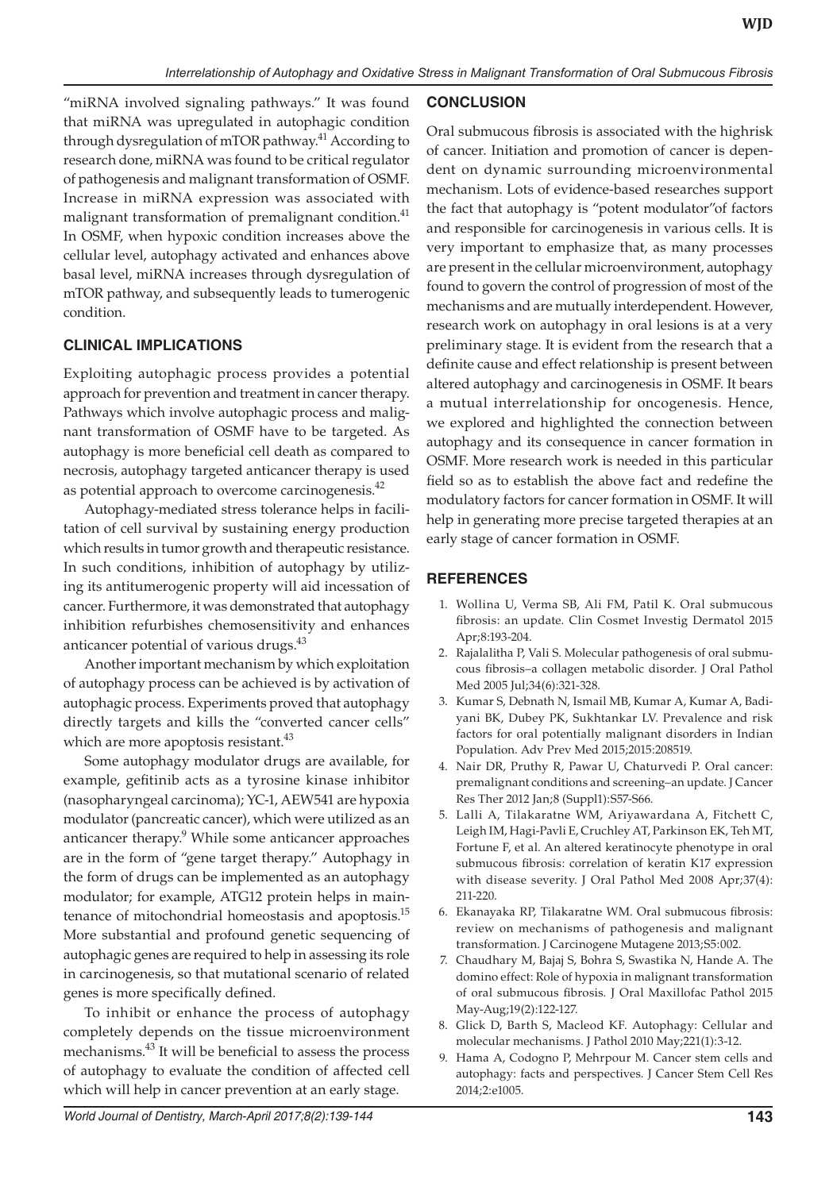"miRNA involved signaling pathways." It was found that miRNA was upregulated in autophagic condition through dysregulation of mTOR pathway.[41] According to research done, miRNA was found to be critical regulator of pathogenesis and malignant transformation of OSMF. Increase in miRNA expression was associated with malignant transformation of premalignant condition.[41] In OSMF, when hypoxic condition increases above the cellular level, autophagy activated and enhances above basal level, miRNA increases through dysregulation of mTOR pathway, and subsequently leads to tumerogenic condition.

## CLINICAL IMPLICATIONS

Exploiting autophagic process provides a potential approach for prevention and treatment in cancer therapy. Pathways which involve autophagic process and malignant transformation of OSMF have to be targeted. As autophagy is more beneficial cell death as compared to necrosis, autophagy targeted anticancer therapy is used as potential approach to overcome carcinogenesis.[42]

Autophagy-mediated stress tolerance helps in facilitation of cell survival by sustaining energy production which results in tumor growth and therapeutic resistance. In such conditions, inhibition of autophagy by utilizing its antitumerogenic property will aid incessation of cancer. Furthermore, it was demonstrated that autophagy inhibition refurbishes chemosensitivity and enhances anticancer potential of various drugs.[43]

Another important mechanism by which exploitation of autophagy process can be achieved is by activation of autophagic process. Experiments proved that autophagy directly targets and kills the "converted cancer cells" which are more apoptosis resistant.[43]

Some autophagy modulator drugs are available, for example, gefitinib acts as a tyrosine kinase inhibitor (nasopharyngeal carcinoma); YC-1, AEW541 are hypoxia modulator (pancreatic cancer), which were utilized as an anticancer therapy.[9] While some anticancer approaches are in the form of "gene target therapy." Autophagy in the form of drugs can be implemented as an autophagy modulator; for example, ATG12 protein helps in maintenance of mitochondrial homeostasis and apoptosis.[15] More substantial and profound genetic sequencing of autophagic genes are required to help in assessing its role in carcinogenesis, so that mutational scenario of related genes is more specifically defined.

To inhibit or enhance the process of autophagy completely depends on the tissue microenvironment mechanisms.[43] It will be beneficial to assess the process of autophagy to evaluate the condition of affected cell which will help in cancer prevention at an early stage.

## CONCLUSION

Oral submucous fibrosis is associated with the highrisk of cancer. Initiation and promotion of cancer is dependent on dynamic surrounding microenvironmental mechanism. Lots of evidence-based researches support the fact that autophagy is "potent modulator"of factors and responsible for carcinogenesis in various cells. It is very important to emphasize that, as many processes are present in the cellular microenvironment, autophagy found to govern the control of progression of most of the mechanisms and are mutually interdependent. However, research work on autophagy in oral lesions is at a very preliminary stage. It is evident from the research that a definite cause and effect relationship is present between altered autophagy and carcinogenesis in OSMF. It bears a mutual interrelationship for oncogenesis. Hence, we explored and highlighted the connection between autophagy and its consequence in cancer formation in OSMF. More research work is needed in this particular field so as to establish the above fact and redefine the modulatory factors for cancer formation in OSMF. It will help in generating more precise targeted therapies at an early stage of cancer formation in OSMF.

## REFERENCES

1. Wollina U, Verma SB, Ali FM, Patil K. Oral submucous fibrosis: an update. Clin Cosmet Investig Dermatol 2015 Apr;8:193-204.
2. Rajalalitha P, Vali S. Molecular pathogenesis of oral submucous fibrosis–a collagen metabolic disorder. J Oral Pathol Med 2005 Jul;34(6):321-328.
3. Kumar S, Debnath N, Ismail MB, Kumar A, Kumar A, Badiyani BK, Dubey PK, Sukhtankar LV. Prevalence and risk factors for oral potentially malignant disorders in Indian Population. Adv Prev Med 2015;2015:208519.
4. Nair DR, Pruthy R, Pawar U, Chaturvedi P. Oral cancer: premalignant conditions and screening–an update. J Cancer Res Ther 2012 Jan;8 (Suppl1):S57-S66.
5. Lalli A, Tilakaratne WM, Ariyawardana A, Fitchett C, Leigh IM, Hagi-Pavli E, Cruchley AT, Parkinson EK, Teh MT, Fortune F, et al. An altered keratinocyte phenotype in oral submucous fibrosis: correlation of keratin K17 expression with disease severity. J Oral Pathol Med 2008 Apr;37(4): 211-220.
6. Ekanayaka RP, Tilakaratne WM. Oral submucous fibrosis: review on mechanisms of pathogenesis and malignant transformation. J Carcinogene Mutagene 2013;S5:002.
7. Chaudhary M, Bajaj S, Bohra S, Swastika N, Hande A. The domino effect: Role of hypoxia in malignant transformation of oral submucous fibrosis. J Oral Maxillofac Pathol 2015 May-Aug;19(2):122-127.
8. Glick D, Barth S, Macleod KF. Autophagy: Cellular and molecular mechanisms. J Pathol 2010 May;221(1):3-12.
9. Hama A, Codogno P, Mehrpour M. Cancer stem cells and autophagy: facts and perspectives. J Cancer Stem Cell Res 2014;2:e1005.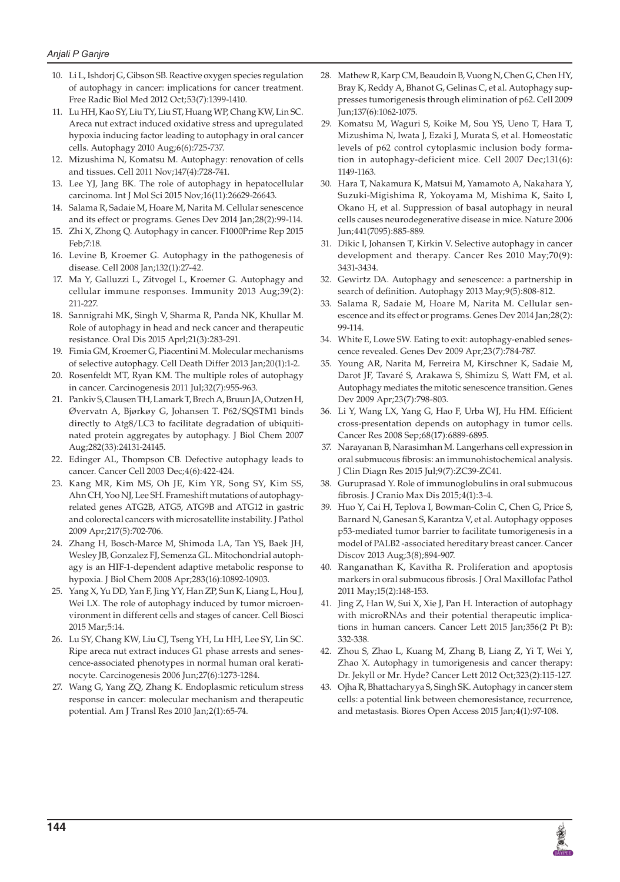10. Li L, Ishdorj G, Gibson SB. Reactive oxygen species regulation of autophagy in cancer: implications for cancer treatment. Free Radic Biol Med 2012 Oct;53(7):1399-1410.
11. Lu HH, Kao SY, Liu TY, Liu ST, Huang WP, Chang KW, Lin SC. Areca nut extract induced oxidative stress and upregulated hypoxia inducing factor leading to autophagy in oral cancer cells. Autophagy 2010 Aug;6(6):725-737.
12. Mizushima N, Komatsu M. Autophagy: renovation of cells and tissues. Cell 2011 Nov;147(4):728-741.
13. Lee YJ, Jang BK. The role of autophagy in hepatocellular carcinoma. Int J Mol Sci 2015 Nov;16(11):26629-26643.
14. Salama R, Sadaie M, Hoare M, Narita M. Cellular senescence and its effect or programs. Genes Dev 2014 Jan;28(2):99-114.
15. Zhi X, Zhong Q. Autophagy in cancer. F1000Prime Rep 2015 Feb;7:18.
16. Levine B, Kroemer G. Autophagy in the pathogenesis of disease. Cell 2008 Jan;132(1):27-42.
17. Ma Y, Galluzzi L, Zitvogel L, Kroemer G. Autophagy and cellular immune responses. Immunity 2013 Aug;39(2): 211-227.
18. Sannigrahi MK, Singh V, Sharma R, Panda NK, Khullar M. Role of autophagy in head and neck cancer and therapeutic resistance. Oral Dis 2015 Aprl;21(3):283-291.
19. Fimia GM, Kroemer G, Piacentini M. Molecular mechanisms of selective autophagy. Cell Death Differ 2013 Jan;20(1):1-2.
20. Rosenfeldt MT, Ryan KM. The multiple roles of autophagy in cancer. Carcinogenesis 2011 Jul;32(7):955-963.
21. Pankiv S, Clausen TH, Lamark T, Brech A, Bruun JA, Outzen H, Øvervatn A, Bjørkøy G, Johansen T. P62/SQSTM1 binds directly to Atg8/LC3 to facilitate degradation of ubiquitinated protein aggregates by autophagy. J Biol Chem 2007 Aug;282(33):24131-24145.
22. Edinger AL, Thompson CB. Defective autophagy leads to cancer. Cancer Cell 2003 Dec;4(6):422-424.
23. Kang MR, Kim MS, Oh JE, Kim YR, Song SY, Kim SS, Ahn CH, Yoo NJ, Lee SH. Frameshift mutations of autophagy-related genes ATG2B, ATG5, ATG9B and ATG12 in gastric and colorectal cancers with microsatellite instability. J Pathol 2009 Apr;217(5):702-706.
24. Zhang H, Bosch-Marce M, Shimoda LA, Tan YS, Baek JH, Wesley JB, Gonzalez FJ, Semenza GL. Mitochondrial autophagy is an HIF-1-dependent adaptive metabolic response to hypoxia. J Biol Chem 2008 Apr;283(16):10892-10903.
25. Yang X, Yu DD, Yan F, Jing YY, Han ZP, Sun K, Liang L, Hou J, Wei LX. The role of autophagy induced by tumor microenvironment in different cells and stages of cancer. Cell Biosci 2015 Mar;5:14.
26. Lu SY, Chang KW, Liu CJ, Tseng YH, Lu HH, Lee SY, Lin SC. Ripe areca nut extract induces G1 phase arrests and senescence-associated phenotypes in normal human oral keratinocyte. Carcinogenesis 2006 Jun;27(6):1273-1284.
27. Wang G, Yang ZQ, Zhang K. Endoplasmic reticulum stress response in cancer: molecular mechanism and therapeutic potential. Am J Transl Res 2010 Jan;2(1):65-74.
28. Mathew R, Karp CM, Beaudoin B, Vuong N, Chen G, Chen HY, Bray K, Reddy A, Bhanot G, Gelinas C, et al. Autophagy suppresses tumorigenesis through elimination of p62. Cell 2009 Jun;137(6):1062-1075.
29. Komatsu M, Waguri S, Koike M, Sou YS, Ueno T, Hara T, Mizushima N, Iwata J, Ezaki J, Murata S, et al. Homeostatic levels of p62 control cytoplasmic inclusion body formation in autophagy-deficient mice. Cell 2007 Dec;131(6): 1149-1163.
30. Hara T, Nakamura K, Matsui M, Yamamoto A, Nakahara Y, Suzuki-Migishima R, Yokoyama M, Mishima K, Saito I, Okano H, et al. Suppression of basal autophagy in neural cells causes neurodegenerative disease in mice. Nature 2006 Jun;441(7095):885-889.
31. Dikic I, Johansen T, Kirkin V. Selective autophagy in cancer development and therapy. Cancer Res 2010 May;70(9): 3431-3434.
32. Gewirtz DA. Autophagy and senescence: a partnership in search of definition. Autophagy 2013 May;9(5):808-812.
33. Salama R, Sadaie M, Hoare M, Narita M. Cellular senescence and its effect or programs. Genes Dev 2014 Jan;28(2): 99-114.
34. White E, Lowe SW. Eating to exit: autophagy-enabled senescence revealed. Genes Dev 2009 Apr;23(7):784-787.
35. Young AR, Narita M, Ferreira M, Kirschner K, Sadaie M, Darot JF, Tavaré S, Arakawa S, Shimizu S, Watt FM, et al. Autophagy mediates the mitotic senescence transition. Genes Dev 2009 Apr;23(7):798-803.
36. Li Y, Wang LX, Yang G, Hao F, Urba WJ, Hu HM. Efficient cross-presentation depends on autophagy in tumor cells. Cancer Res 2008 Sep;68(17):6889-6895.
37. Narayanan B, Narasimhan M. Langerhans cell expression in oral submucous fibrosis: an immunohistochemical analysis. J Clin Diagn Res 2015 Jul;9(7):ZC39-ZC41.
38. Guruprasad Y. Role of immunoglobulins in oral submucous fibrosis. J Cranio Max Dis 2015;4(1):3-4.
39. Huo Y, Cai H, Teplova I, Bowman-Colin C, Chen G, Price S, Barnard N, Ganesan S, Karantza V, et al. Autophagy opposes p53-mediated tumor barrier to facilitate tumorigenesis in a model of PALB2 -associated hereditary breast cancer. Cancer Discov 2013 Aug;3(8);894-907.
40. Ranganathan K, Kavitha R. Proliferation and apoptosis markers in oral submucous fibrosis. J Oral Maxillofac Pathol 2011 May;15(2):148-153.
41. Jing Z, Han W, Sui X, Xie J, Pan H. Interaction of autophagy with microRNAs and their potential therapeutic implications in human cancers. Cancer Lett 2015 Jan;356(2 Pt B): 332-338.
42. Zhou S, Zhao L, Kuang M, Zhang B, Liang Z, Yi T, Wei Y, Zhao X. Autophagy in tumorigenesis and cancer therapy: Dr. Jekyll or Mr. Hyde? Cancer Lett 2012 Oct;323(2):115-127.
43. Ojha R, Bhattacharyya S, Singh SK. Autophagy in cancer stem cells: a potential link between chemoresistance, recurrence, and metastasis. Biores Open Access 2015 Jan;4(1):97-108.